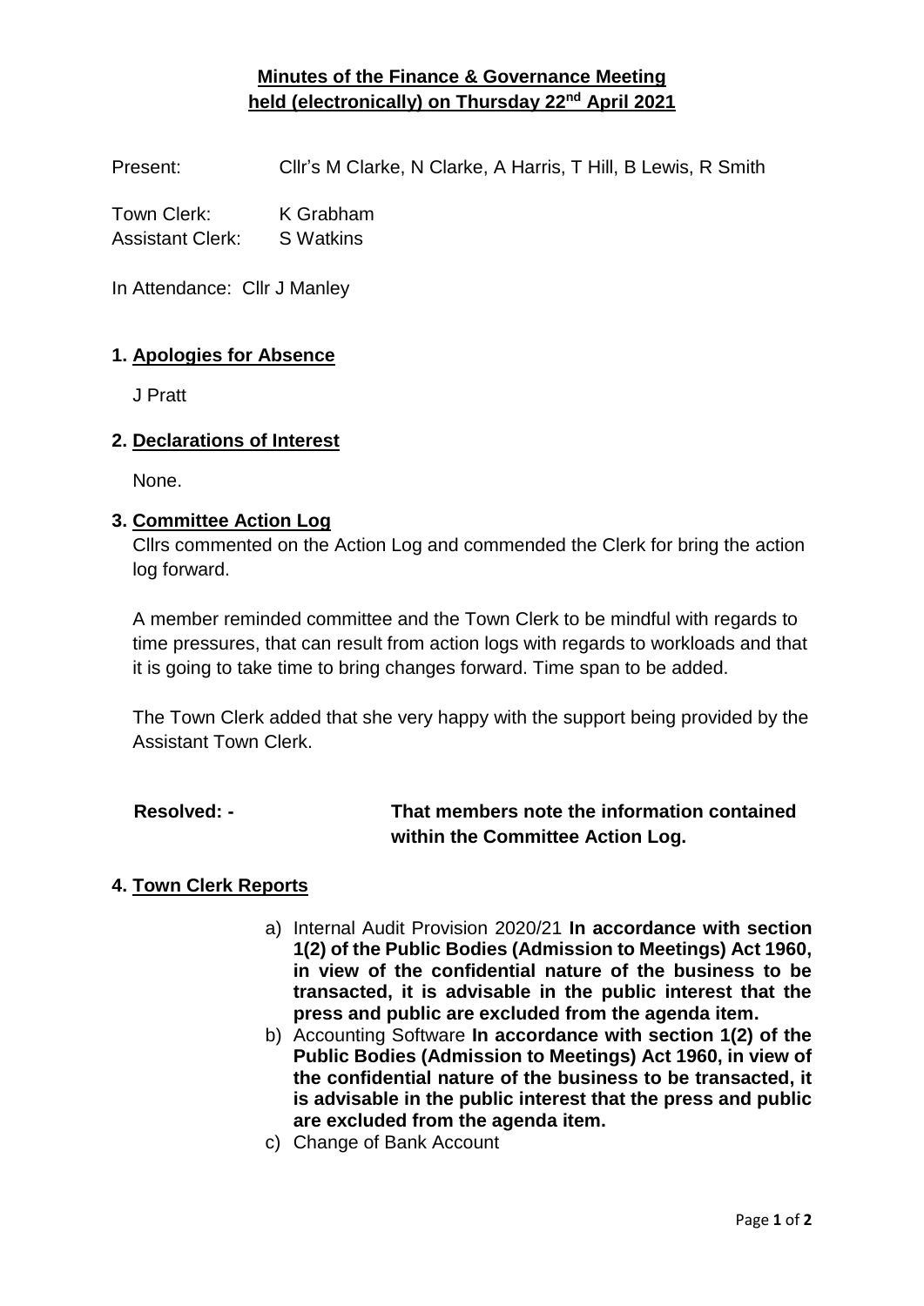# Minutes of the Finance & Governance Meeting held (electronically) on Thursday 22nd April 2021

Present: Cllr's M Clarke, N Clarke, A Harris, T Hill, B Lewis, R Smith

Town Clerk: K Grabham
Assistant Clerk: S Watkins

In Attendance: Cllr J Manley

## 1. Apologies for Absence

J Pratt

## 2. Declarations of Interest

None.

## 3. Committee Action Log

Cllrs commented on the Action Log and commended the Clerk for bring the action log forward.

A member reminded committee and the Town Clerk to be mindful with regards to time pressures, that can result from action logs with regards to workloads and that it is going to take time to bring changes forward. Time span to be added.

The Town Clerk added that she very happy with the support being provided by the Assistant Town Clerk.

**Resolved: -** **That members note the information contained within the Committee Action Log.**

## 4. Town Clerk Reports

a) Internal Audit Provision 2020/21 **In accordance with section 1(2) of the Public Bodies (Admission to Meetings) Act 1960, in view of the confidential nature of the business to be transacted, it is advisable in the public interest that the press and public are excluded from the agenda item.**

b) Accounting Software **In accordance with section 1(2) of the Public Bodies (Admission to Meetings) Act 1960, in view of the confidential nature of the business to be transacted, it is advisable in the public interest that the press and public are excluded from the agenda item.**

c) Change of Bank Account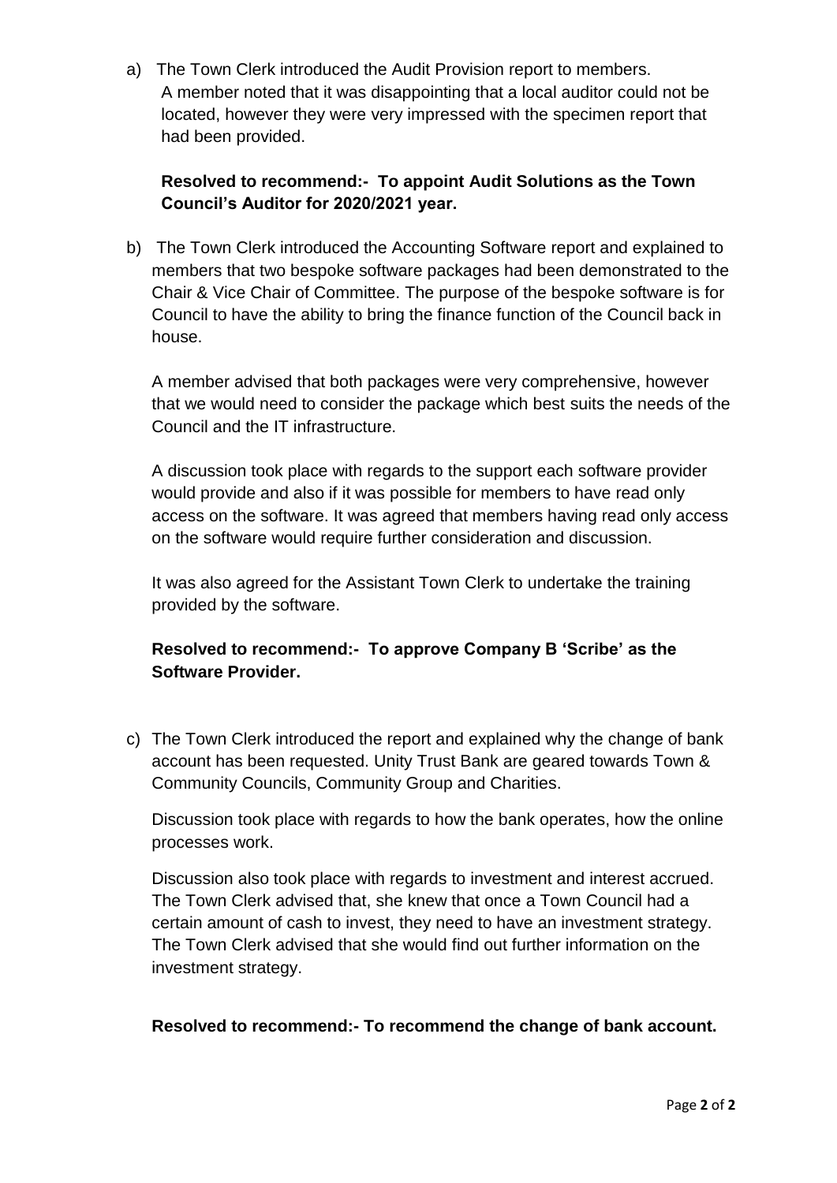a) The Town Clerk introduced the Audit Provision report to members. A member noted that it was disappointing that a local auditor could not be located, however they were very impressed with the specimen report that had been provided.

   **Resolved to recommend:- To appoint Audit Solutions as the Town Council's Auditor for 2020/2021 year.**

b) The Town Clerk introduced the Accounting Software report and explained to members that two bespoke software packages had been demonstrated to the Chair & Vice Chair of Committee. The purpose of the bespoke software is for Council to have the ability to bring the finance function of the Council back in house.

   A member advised that both packages were very comprehensive, however that we would need to consider the package which best suits the needs of the Council and the IT infrastructure.

   A discussion took place with regards to the support each software provider would provide and also if it was possible for members to have read only access on the software. It was agreed that members having read only access on the software would require further consideration and discussion.

   It was also agreed for the Assistant Town Clerk to undertake the training provided by the software.

   **Resolved to recommend:- To approve Company B 'Scribe' as the Software Provider.**

c) The Town Clerk introduced the report and explained why the change of bank account has been requested. Unity Trust Bank are geared towards Town & Community Councils, Community Group and Charities.

   Discussion took place with regards to how the bank operates, how the online processes work.

   Discussion also took place with regards to investment and interest accrued. The Town Clerk advised that, she knew that once a Town Council had a certain amount of cash to invest, they need to have an investment strategy. The Town Clerk advised that she would find out further information on the investment strategy.

   **Resolved to recommend:- To recommend the change of bank account.**